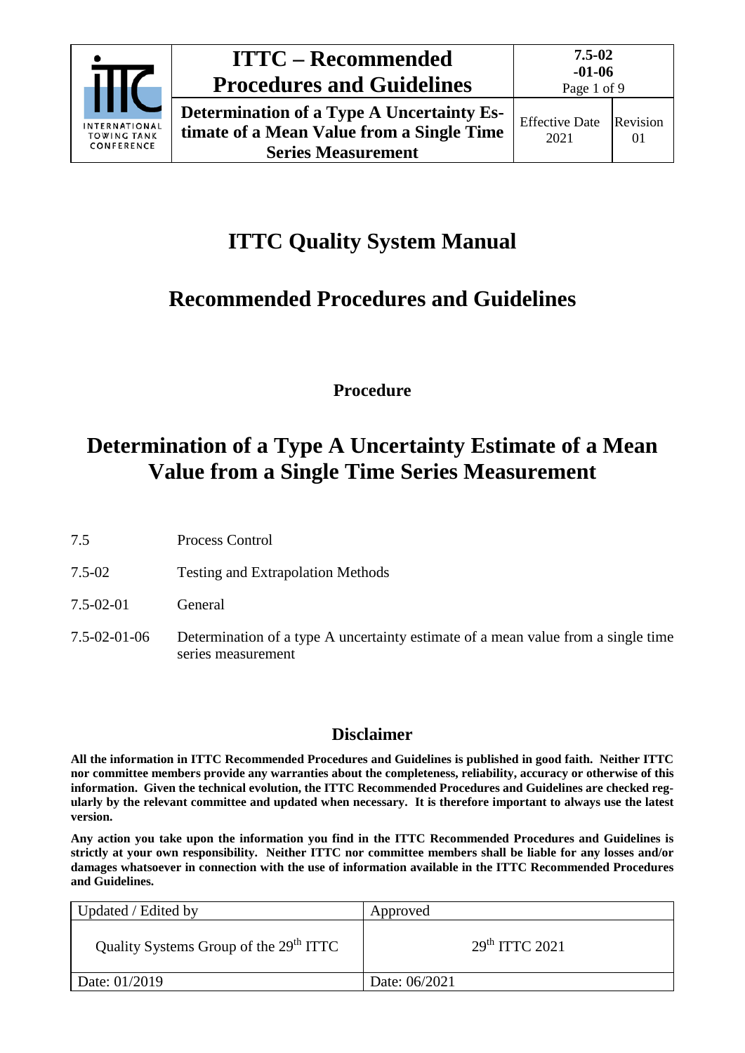# ITTC Quality System Manual

## Recommended Procedures and Guidelines

**Procedure**

# Determination of a Type A Uncertainty Estimate of a Mean Value from a Single Time Series Measurement

| | |
|---|---|
| 7.5 | Process Control |
| 7.5-02 | Testing and Extrapolation Methods |
| 7.5-02-01 | General |
| 7.5-02-01-06 | Determination of a type A uncertainty estimate of a mean value from a single time series measurement |

## Disclaimer

**All the information in ITTC Recommended Procedures and Guidelines is published in good faith. Neither ITTC nor committee members provide any warranties about the completeness, reliability, accuracy or otherwise of this information. Given the technical evolution, the ITTC Recommended Procedures and Guidelines are checked regularly by the relevant committee and updated when necessary. It is therefore important to always use the latest version.**

**Any action you take upon the information you find in the ITTC Recommended Procedures and Guidelines is strictly at your own responsibility. Neither ITTC nor committee members shall be liable for any losses and/or damages whatsoever in connection with the use of information available in the ITTC Recommended Procedures and Guidelines.**

| Updated / Edited by | Approved |
|---|---|
| Quality Systems Group of the 29th ITTC | 29th ITTC 2021 |
| Date: 01/2019 | Date: 06/2021 |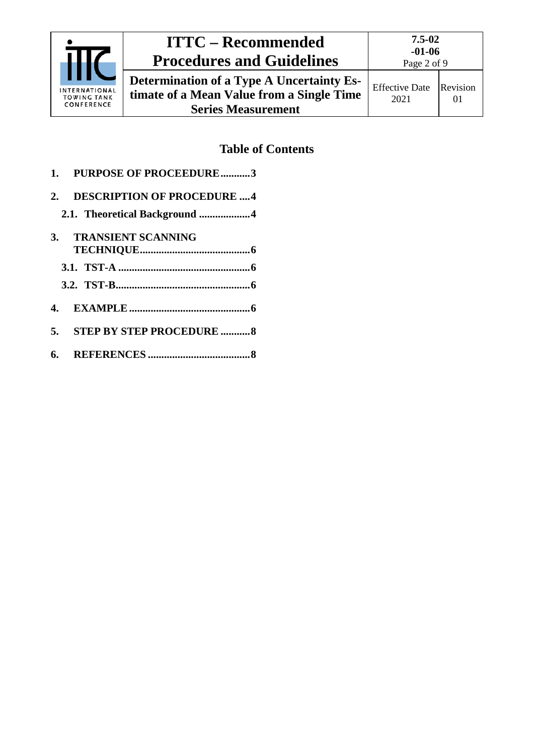## Table of Contents

1. **PURPOSE OF PROCEEDURE...........3**
2. **DESCRIPTION OF PROCEDURE ....4**
   - **2.1. Theoretical Background ...................4**
3. **TRANSIENT SCANNING TECHNIQUE.........................................6**
   - **3.1. TST-A .................................................6**
   - **3.2. TST-B..................................................6**
4. **EXAMPLE .............................................6**
5. **STEP BY STEP PROCEDURE ...........8**
6. **REFERENCES ......................................8**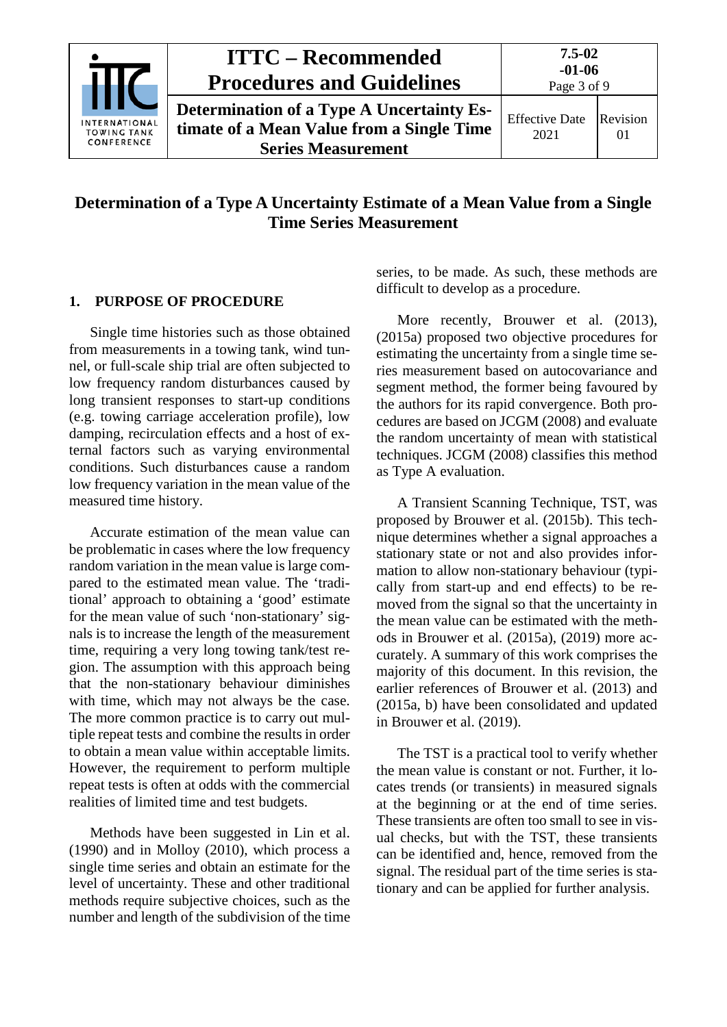# Determination of a Type A Uncertainty Estimate of a Mean Value from a Single Time Series Measurement

## 1. PURPOSE OF PROCEDURE

Single time histories such as those obtained from measurements in a towing tank, wind tunnel, or full-scale ship trial are often subjected to low frequency random disturbances caused by long transient responses to start-up conditions (e.g. towing carriage acceleration profile), low damping, recirculation effects and a host of external factors such as varying environmental conditions. Such disturbances cause a random low frequency variation in the mean value of the measured time history.

Accurate estimation of the mean value can be problematic in cases where the low frequency random variation in the mean value is large compared to the estimated mean value. The 'traditional' approach to obtaining a 'good' estimate for the mean value of such 'non-stationary' signals is to increase the length of the measurement time, requiring a very long towing tank/test region. The assumption with this approach being that the non-stationary behaviour diminishes with time, which may not always be the case. The more common practice is to carry out multiple repeat tests and combine the results in order to obtain a mean value within acceptable limits. However, the requirement to perform multiple repeat tests is often at odds with the commercial realities of limited time and test budgets.

Methods have been suggested in Lin et al. (1990) and in Molloy (2010), which process a single time series and obtain an estimate for the level of uncertainty. These and other traditional methods require subjective choices, such as the number and length of the subdivision of the time series, to be made. As such, these methods are difficult to develop as a procedure.

More recently, Brouwer et al. (2013), (2015a) proposed two objective procedures for estimating the uncertainty from a single time series measurement based on autocovariance and segment method, the former being favoured by the authors for its rapid convergence. Both procedures are based on JCGM (2008) and evaluate the random uncertainty of mean with statistical techniques. JCGM (2008) classifies this method as Type A evaluation.

A Transient Scanning Technique, TST, was proposed by Brouwer et al. (2015b). This technique determines whether a signal approaches a stationary state or not and also provides information to allow non-stationary behaviour (typically from start-up and end effects) to be removed from the signal so that the uncertainty in the mean value can be estimated with the methods in Brouwer et al. (2015a), (2019) more accurately. A summary of this work comprises the majority of this document. In this revision, the earlier references of Brouwer et al. (2013) and (2015a, b) have been consolidated and updated in Brouwer et al. (2019).

The TST is a practical tool to verify whether the mean value is constant or not. Further, it locates trends (or transients) in measured signals at the beginning or at the end of time series. These transients are often too small to see in visual checks, but with the TST, these transients can be identified and, hence, removed from the signal. The residual part of the time series is stationary and can be applied for further analysis.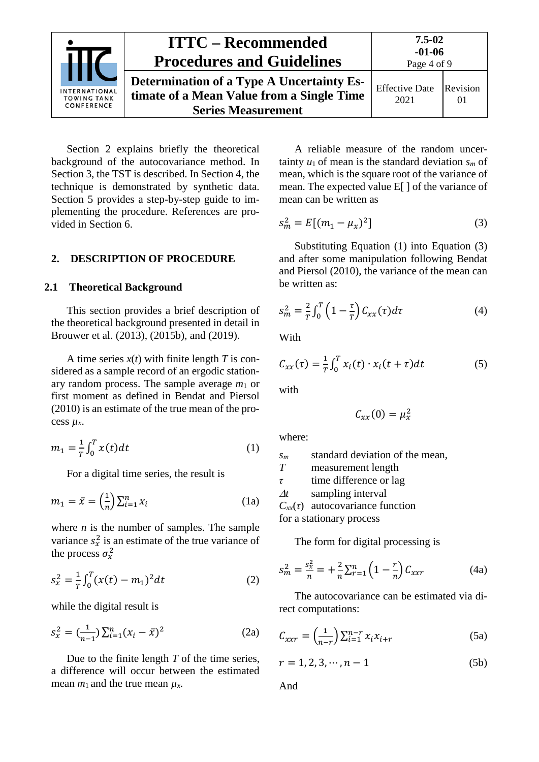Section 2 explains briefly the theoretical background of the autocovariance method. In Section 3, the TST is described. In Section 4, the technique is demonstrated by synthetic data. Section 5 provides a step-by-step guide to implementing the procedure. References are provided in Section 6.

## 2. DESCRIPTION OF PROCEDURE

### 2.1 Theoretical Background

This section provides a brief description of the theoretical background presented in detail in Brouwer et al. (2013), (2015b), and (2019).

A time series $x(t)$ with finite length $T$ is considered as a sample record of an ergodic stationary random process. The sample average $m_1$ or first moment as defined in Bendat and Piersol (2010) is an estimate of the true mean of the process $\mu_x$.

$$m_1 = \frac{1}{T}\int_0^T x(t)dt \tag{1}$$

For a digital time series, the result is

$$m_1 = \bar{x} = \left(\frac{1}{n}\right)\sum_{i=1}^{n} x_i \tag{1a}$$

where $n$ is the number of samples. The sample variance $s_x^2$ is an estimate of the true variance of the process $\sigma_x^2$

$$s_x^2 = \frac{1}{T}\int_0^T (x(t) - m_1)^2 dt \tag{2}$$

while the digital result is

$$s_x^2 = \left(\frac{1}{n-1}\right)\sum_{i=1}^{n}(x_i - \bar{x})^2 \tag{2a}$$

Due to the finite length $T$ of the time series, a difference will occur between the estimated mean $m_1$ and the true mean $\mu_x$.

A reliable measure of the random uncertainty $u_1$ of mean is the standard deviation $s_m$ of mean, which is the square root of the variance of mean. The expected value E[ ] of the variance of mean can be written as

$$s_m^2 = E[(m_1 - \mu_x)^2] \tag{3}$$

Substituting Equation (1) into Equation (3) and after some manipulation following Bendat and Piersol (2010), the variance of the mean can be written as:

$$s_m^2 = \frac{2}{T}\int_0^T \left(1 - \frac{\tau}{T}\right) C_{xx}(\tau)d\tau \tag{4}$$

With

$$C_{xx}(\tau) = \frac{1}{T}\int_0^T x_i(t) \cdot x_i(t + \tau)dt \tag{5}$$

with

$$C_{xx}(0) = \mu_x^2$$

where:

- $s_m$ standard deviation of the mean,
- $T$ measurement length
- $\tau$ time difference or lag
- $\Delta t$ sampling interval
- $C_{xx}(\tau)$ autocovariance function

for a stationary process

The form for digital processing is

$$s_m^2 = \frac{s_x^2}{n} = +\frac{2}{n}\sum_{r=1}^{n}\left(1 - \frac{r}{n}\right) C_{xxr} \tag{4a}$$

The autocovariance can be estimated via direct computations:

$$C_{xxr} = \left(\frac{1}{n-r}\right)\sum_{i=1}^{n-r} x_i x_{i+r} \tag{5a}$$

$$r = 1, 2, 3, \cdots, n-1 \tag{5b}$$

And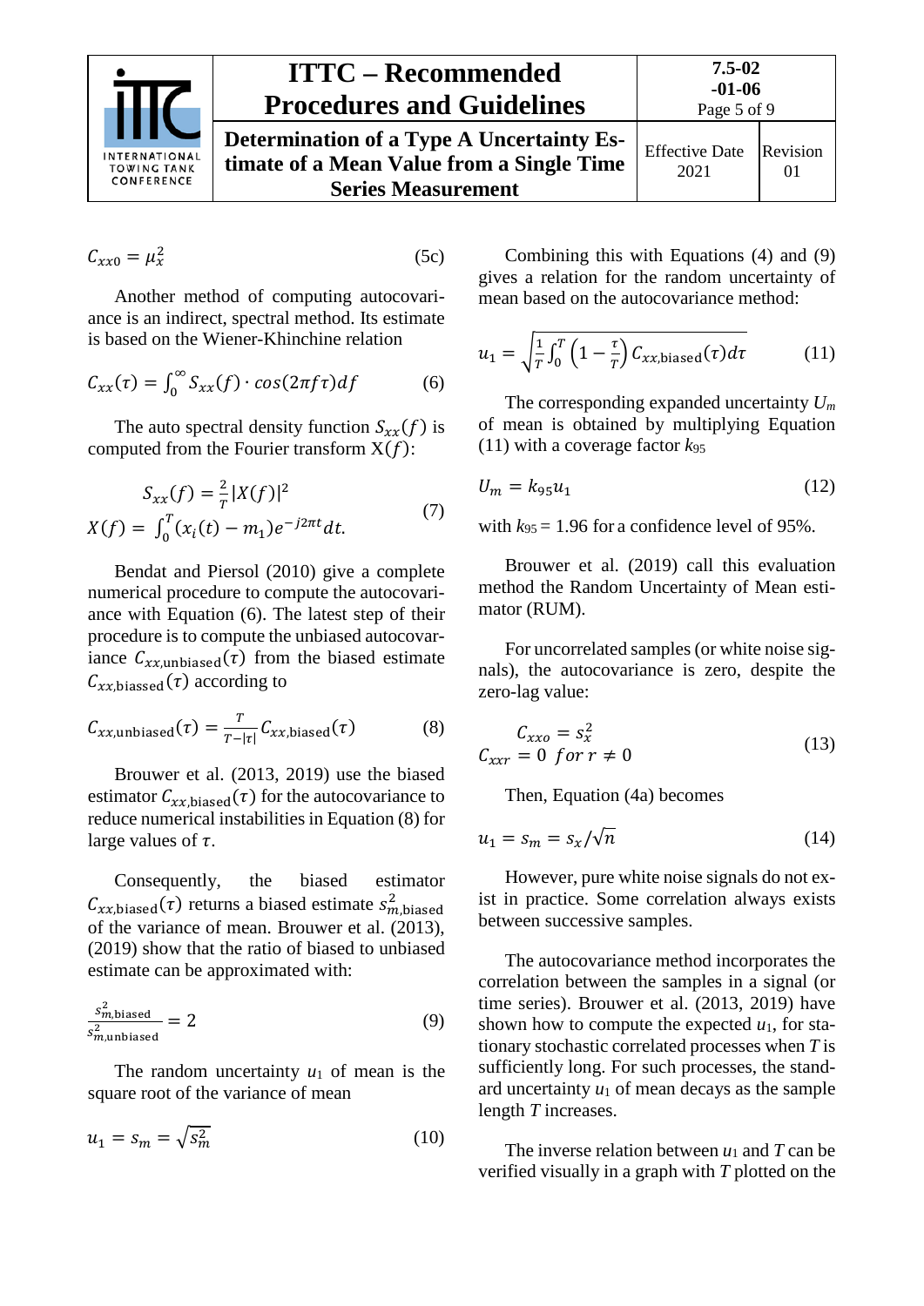$$C_{xx0} = \mu_x^2 \tag{5c}$$

Another method of computing autocovariance is an indirect, spectral method. Its estimate is based on the Wiener-Khinchine relation

$$C_{xx}(\tau) = \int_0^\infty S_{xx}(f) \cdot cos(2\pi f \tau) df \tag{6}$$

The auto spectral density function $S_{xx}(f)$ is computed from the Fourier transform $\mathrm{X}(f)$:

$$\begin{aligned} S_{xx}(f) &= \frac{2}{T}|X(f)|^2 \\ X(f) &= \int_0^T (x_i(t) - m_1) e^{-j2\pi t} dt. \end{aligned} \tag{7}$$

Bendat and Piersol (2010) give a complete numerical procedure to compute the autocovariance with Equation (6). The latest step of their procedure is to compute the unbiased autocovariance $C_{xx,\text{unbiased}}(\tau)$ from the biased estimate $C_{xx,\text{biassed}}(\tau)$ according to

$$C_{xx,\text{unbiased}}(\tau) = \frac{T}{T-|\tau|} C_{xx,\text{biased}}(\tau) \tag{8}$$

Brouwer et al. (2013, 2019) use the biased estimator $C_{xx,\text{biased}}(\tau)$ for the autocovariance to reduce numerical instabilities in Equation (8) for large values of $\tau$.

Consequently, the biased estimator $C_{xx,\text{biased}}(\tau)$ returns a biased estimate $s^2_{m,\text{biased}}$ of the variance of mean. Brouwer et al. (2013), (2019) show that the ratio of biased to unbiased estimate can be approximated with:

$$\frac{s^2_{m,\text{biased}}}{s^2_{m,\text{unbiased}}} = 2 \tag{9}$$

The random uncertainty $u_1$ of mean is the square root of the variance of mean

$$u_1 = s_m = \sqrt{s_m^2} \tag{10}$$

Combining this with Equations (4) and (9) gives a relation for the random uncertainty of mean based on the autocovariance method:

$$u_1 = \sqrt{\frac{1}{T}\int_0^T \left(1 - \frac{\tau}{T}\right) C_{xx,\text{biased}}(\tau) d\tau} \tag{11}$$

The corresponding expanded uncertainty $U_m$ of mean is obtained by multiplying Equation (11) with a coverage factor $k_{95}$

$$U_m = k_{95} u_1 \tag{12}$$

with $k_{95} = 1.96$ for a confidence level of 95%.

Brouwer et al. (2019) call this evaluation method the Random Uncertainty of Mean estimator (RUM).

For uncorrelated samples (or white noise signals), the autocovariance is zero, despite the zero-lag value:

$$\begin{aligned} C_{xx0} &= s_x^2 \\ C_{xxr} &= 0 \ \ for\ r \neq 0 \end{aligned} \tag{13}$$

Then, Equation (4a) becomes

$$u_1 = s_m = s_x / \sqrt{n} \tag{14}$$

However, pure white noise signals do not exist in practice. Some correlation always exists between successive samples.

The autocovariance method incorporates the correlation between the samples in a signal (or time series). Brouwer et al. (2013, 2019) have shown how to compute the expected $u_1$, for stationary stochastic correlated processes when $T$ is sufficiently long. For such processes, the standard uncertainty $u_1$ of mean decays as the sample length $T$ increases.

The inverse relation between $u_1$ and $T$ can be verified visually in a graph with $T$ plotted on the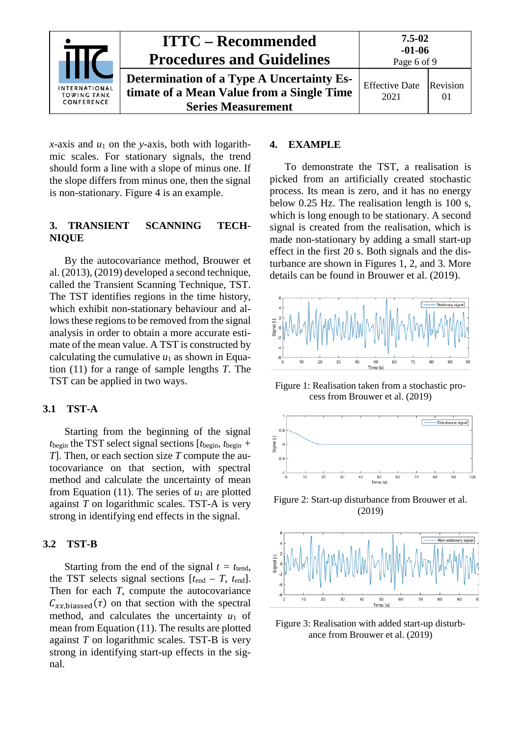$x$-axis and $u_1$ on the $y$-axis, both with logarithmic scales. For stationary signals, the trend should form a line with a slope of minus one. If the slope differs from minus one, then the signal is non-stationary. Figure 4 is an example.

## 3. TRANSIENT SCANNING TECHNIQUE

By the autocovariance method, Brouwer et al. (2013), (2019) developed a second technique, called the Transient Scanning Technique, TST. The TST identifies regions in the time history, which exhibit non-stationary behaviour and allows these regions to be removed from the signal analysis in order to obtain a more accurate estimate of the mean value. A TST is constructed by calculating the cumulative $u_1$ as shown in Equation (11) for a range of sample lengths $T$. The TST can be applied in two ways.

### 3.1 TST-A

Starting from the beginning of the signal $t_{\text{begin}}$ the TST select signal sections [$t_{\text{begin}}$, $t_{\text{begin}} + T$]. Then, or each section size $T$ compute the autocovariance on that section, with spectral method and calculate the uncertainty of mean from Equation (11). The series of $u_1$ are plotted against $T$ on logarithmic scales. TST-A is very strong in identifying end effects in the signal.

### 3.2 TST-B

Starting from the end of the signal $t = t_{\text{end}}$, the TST selects signal sections [$t_{\text{end}} - T$, $t_{\text{end}}$]. Then for each $T$, compute the autocovariance $C_{xx,\text{biassed}}(\tau)$ on that section with the spectral method, and calculates the uncertainty $u_1$ of mean from Equation (11). The results are plotted against $T$ on logarithmic scales. TST-B is very strong in identifying start-up effects in the signal.

## 4. EXAMPLE

To demonstrate the TST, a realisation is picked from an artificially created stochastic process. Its mean is zero, and it has no energy below 0.25 Hz. The realisation length is 100 s, which is long enough to be stationary. A second signal is created from the realisation, which is made non-stationary by adding a small start-up effect in the first 20 s. Both signals and the disturbance are shown in Figures 1, 2, and 3. More details can be found in Brouwer et al. (2019).

Figure 1: Realisation taken from a stochastic process from Brouwer et al. (2019)

Figure 2: Start-up disturbance from Brouwer et al. (2019)

Figure 3: Realisation with added start-up disturbance from Brouwer et al. (2019)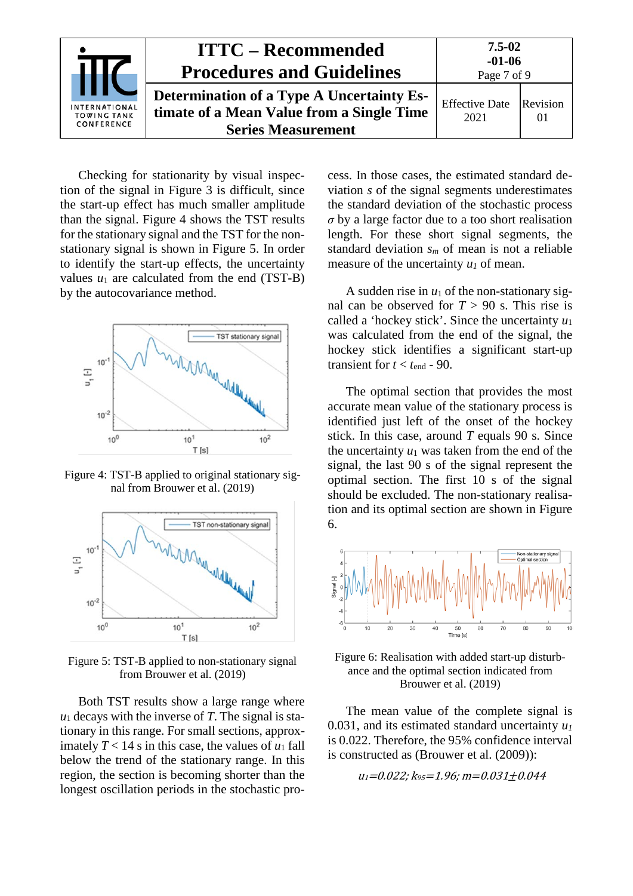Checking for stationarity by visual inspection of the signal in Figure 3 is difficult, since the start-up effect has much smaller amplitude than the signal. Figure 4 shows the TST results for the stationary signal and the TST for the non-stationary signal is shown in Figure 5. In order to identify the start-up effects, the uncertainty values $u_1$ are calculated from the end (TST-B) by the autocovariance method.

Figure 4: TST-B applied to original stationary signal from Brouwer et al. (2019)

Figure 5: TST-B applied to non-stationary signal from Brouwer et al. (2019)

Both TST results show a large range where $u_1$ decays with the inverse of $T$. The signal is stationary in this range. For small sections, approximately $T < 14$ s in this case, the values of $u_1$ fall below the trend of the stationary range. In this region, the section is becoming shorter than the longest oscillation periods in the stochastic process. In those cases, the estimated standard deviation $s$ of the signal segments underestimates the standard deviation of the stochastic process $\sigma$ by a large factor due to a too short realisation length. For these short signal segments, the standard deviation $s_m$ of mean is not a reliable measure of the uncertainty $u_1$ of mean.

A sudden rise in $u_1$ of the non-stationary signal can be observed for $T > 90$ s. This rise is called a 'hockey stick'. Since the uncertainty $u_1$ was calculated from the end of the signal, the hockey stick identifies a significant start-up transient for $t < t_{end} - 90$.

The optimal section that provides the most accurate mean value of the stationary process is identified just left of the onset of the hockey stick. In this case, around $T$ equals 90 s. Since the uncertainty $u_1$ was taken from the end of the signal, the last 90 s of the signal represent the optimal section. The first 10 s of the signal should be excluded. The non-stationary realisation and its optimal section are shown in Figure 6.

Figure 6: Realisation with added start-up disturbance and the optimal section indicated from Brouwer et al. (2019)

The mean value of the complete signal is 0.031, and its estimated standard uncertainty $u_1$ is 0.022. Therefore, the 95% confidence interval is constructed as (Brouwer et al. (2009)):

$$u_1=0.022; k_{95}=1.96; m=0.031 \pm 0.044$$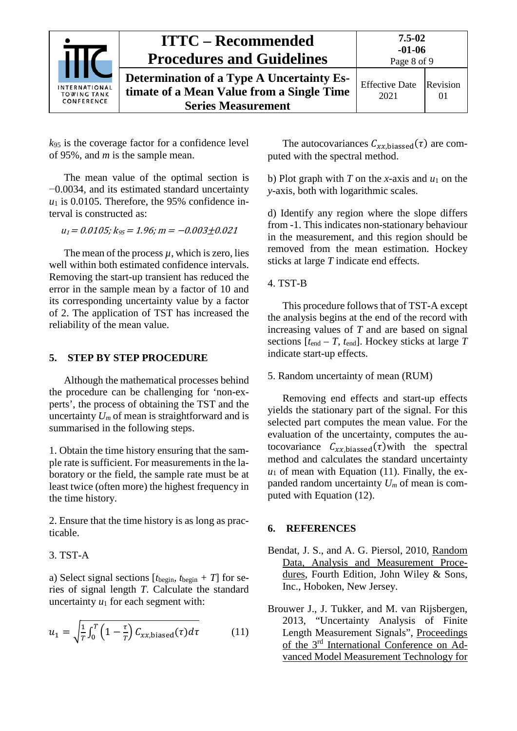$k_{95}$ is the coverage factor for a confidence level of 95%, and $m$ is the sample mean.

The mean value of the optimal section is −0.0034, and its estimated standard uncertainty $u_1$ is 0.0105. Therefore, the 95% confidence interval is constructed as:

$u_1 = 0.0105;\ k_{95} = 1.96;\ m = -0.003 \pm 0.021$

The mean of the process $\mu$, which is zero, lies well within both estimated confidence intervals. Removing the start-up transient has reduced the error in the sample mean by a factor of 10 and its corresponding uncertainty value by a factor of 2. The application of TST has increased the reliability of the mean value.

## 5. STEP BY STEP PROCEDURE

Although the mathematical processes behind the procedure can be challenging for 'non-experts', the process of obtaining the TST and the uncertainty $U_m$ of mean is straightforward and is summarised in the following steps.

1. Obtain the time history ensuring that the sample rate is sufficient. For measurements in the laboratory or the field, the sample rate must be at least twice (often more) the highest frequency in the time history.

2. Ensure that the time history is as long as practicable.

3. TST-A

a) Select signal sections [$t_{\text{begin}}$, $t_{\text{begin}} + T$] for series of signal length $T$. Calculate the standard uncertainty $u_1$ for each segment with:

$$u_1 = \sqrt{\frac{1}{T}\int_0^T \left(1 - \frac{\tau}{T}\right) C_{xx,\text{biassed}}(\tau) d\tau} \qquad (11)$$

The autocovariances $C_{xx,\text{biassed}}(\tau)$ are computed with the spectral method.

b) Plot graph with $T$ on the $x$-axis and $u_1$ on the $y$-axis, both with logarithmic scales.

d) Identify any region where the slope differs from -1. This indicates non-stationary behaviour in the measurement, and this region should be removed from the mean estimation. Hockey sticks at large $T$ indicate end effects.

4. TST-B

This procedure follows that of TST-A except the analysis begins at the end of the record with increasing values of $T$ and are based on signal sections [$t_{\text{end}} - T$, $t_{\text{end}}$]. Hockey sticks at large $T$ indicate start-up effects.

5. Random uncertainty of mean (RUM)

Removing end effects and start-up effects yields the stationary part of the signal. For this selected part computes the mean value. For the evaluation of the uncertainty, computes the autocovariance $C_{xx,\text{biassed}}(\tau)$ with the spectral method and calculates the standard uncertainty $u_1$ of mean with Equation (11). Finally, the expanded random uncertainty $U_m$ of mean is computed with Equation (12).

## 6. REFERENCES

Bendat, J. S., and A. G. Piersol, 2010, Random Data, Analysis and Measurement Procedures, Fourth Edition, John Wiley & Sons, Inc., Hoboken, New Jersey.

Brouwer J., J. Tukker, and M. van Rijsbergen, 2013, "Uncertainty Analysis of Finite Length Measurement Signals", Proceedings of the 3rd International Conference on Advanced Model Measurement Technology for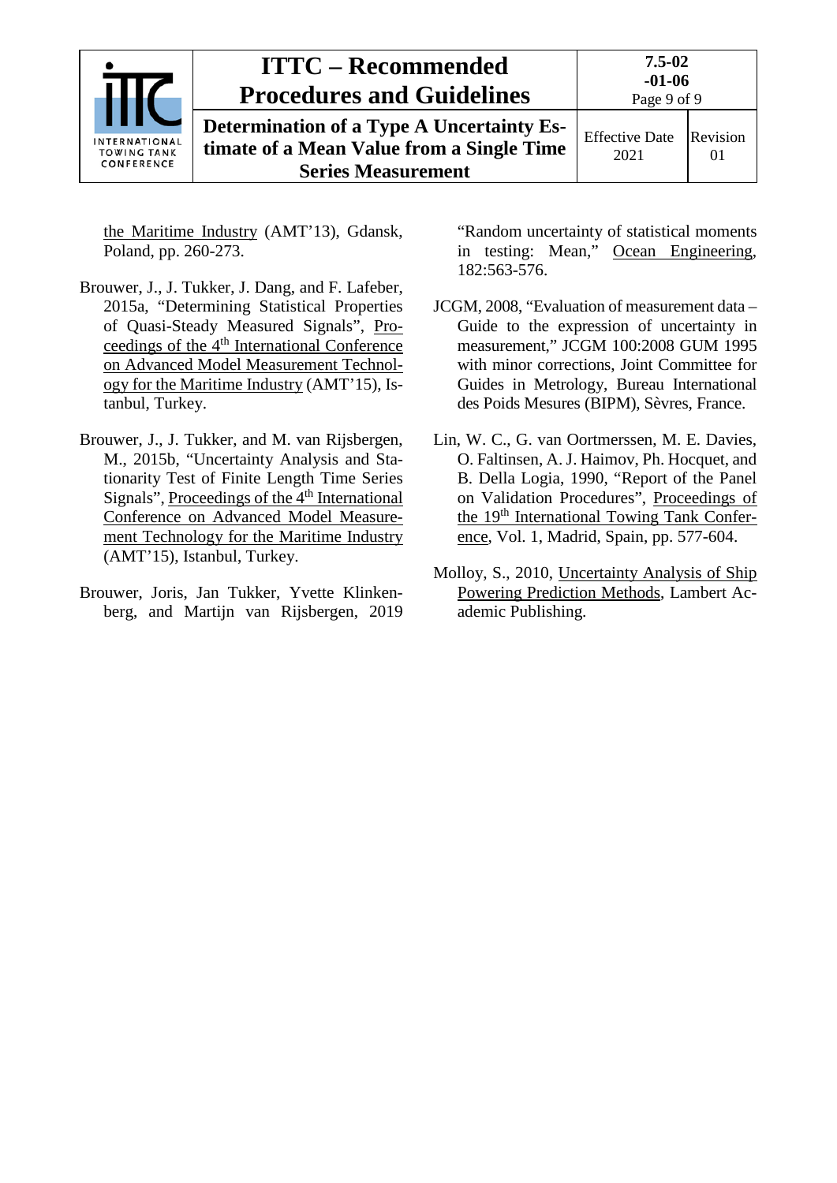the Maritime Industry (AMT'13), Gdansk, Poland, pp. 260-273.

Brouwer, J., J. Tukker, J. Dang, and F. Lafeber, 2015a, "Determining Statistical Properties of Quasi-Steady Measured Signals", Proceedings of the 4th International Conference on Advanced Model Measurement Technology for the Maritime Industry (AMT'15), Istanbul, Turkey.

Brouwer, J., J. Tukker, and M. van Rijsbergen, M., 2015b, "Uncertainty Analysis and Stationarity Test of Finite Length Time Series Signals", Proceedings of the 4th International Conference on Advanced Model Measurement Technology for the Maritime Industry (AMT'15), Istanbul, Turkey.

Brouwer, Joris, Jan Tukker, Yvette Klinkenberg, and Martijn van Rijsbergen, 2019 "Random uncertainty of statistical moments in testing: Mean," Ocean Engineering, 182:563-576.

JCGM, 2008, "Evaluation of measurement data – Guide to the expression of uncertainty in measurement," JCGM 100:2008 GUM 1995 with minor corrections, Joint Committee for Guides in Metrology, Bureau International des Poids Mesures (BIPM), Sèvres, France.

Lin, W. C., G. van Oortmerssen, M. E. Davies, O. Faltinsen, A. J. Haimov, Ph. Hocquet, and B. Della Logia, 1990, "Report of the Panel on Validation Procedures", Proceedings of the 19th International Towing Tank Conference, Vol. 1, Madrid, Spain, pp. 577-604.

Molloy, S., 2010, Uncertainty Analysis of Ship Powering Prediction Methods, Lambert Academic Publishing.